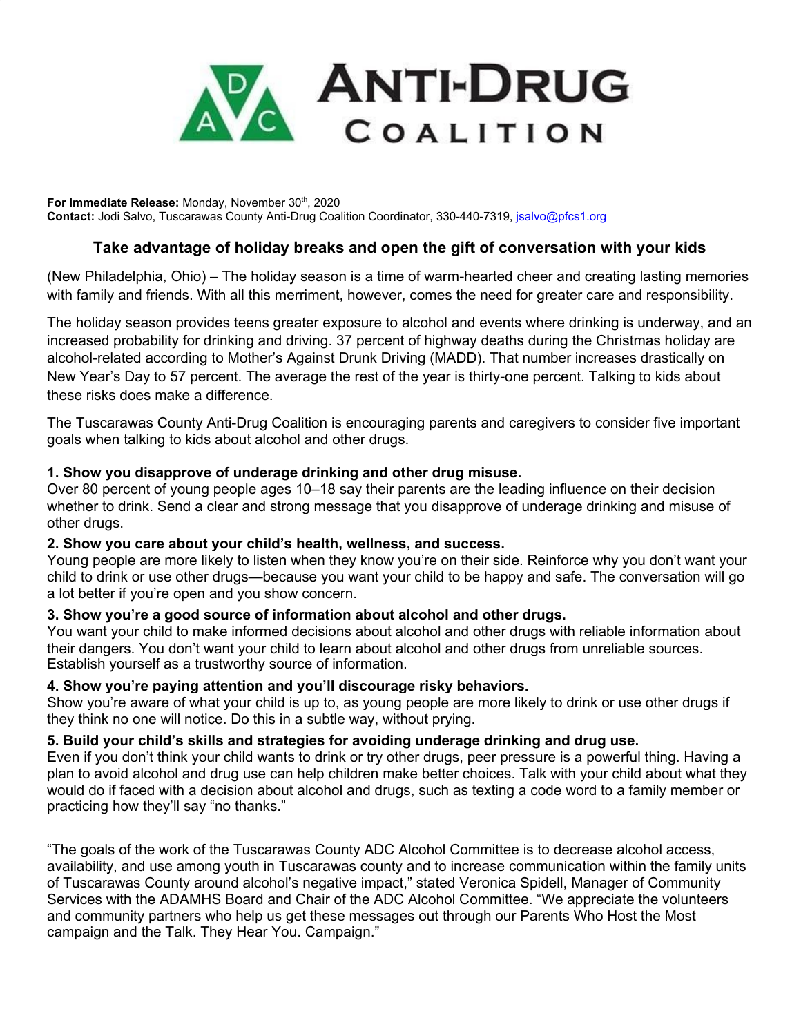# ANTI-DRUG COALITION

**For Immediate Release:** Monday, November 30th, 2020
**Contact:** Jodi Salvo, Tuscarawas County Anti-Drug Coalition Coordinator, 330-440-7319, jsalvo@pfcs1.org

## Take advantage of holiday breaks and open the gift of conversation with your kids

(New Philadelphia, Ohio) – The holiday season is a time of warm-hearted cheer and creating lasting memories with family and friends. With all this merriment, however, comes the need for greater care and responsibility.

The holiday season provides teens greater exposure to alcohol and events where drinking is underway, and an increased probability for drinking and driving. 37 percent of highway deaths during the Christmas holiday are alcohol-related according to Mother's Against Drunk Driving (MADD). That number increases drastically on New Year's Day to 57 percent. The average the rest of the year is thirty-one percent. Talking to kids about these risks does make a difference.

The Tuscarawas County Anti-Drug Coalition is encouraging parents and caregivers to consider five important goals when talking to kids about alcohol and other drugs.

**1. Show you disapprove of underage drinking and other drug misuse.**
Over 80 percent of young people ages 10–18 say their parents are the leading influence on their decision whether to drink. Send a clear and strong message that you disapprove of underage drinking and misuse of other drugs.

**2. Show you care about your child's health, wellness, and success.**
Young people are more likely to listen when they know you're on their side. Reinforce why you don't want your child to drink or use other drugs—because you want your child to be happy and safe. The conversation will go a lot better if you're open and you show concern.

**3. Show you're a good source of information about alcohol and other drugs.**
You want your child to make informed decisions about alcohol and other drugs with reliable information about their dangers. You don't want your child to learn about alcohol and other drugs from unreliable sources. Establish yourself as a trustworthy source of information.

**4. Show you're paying attention and you'll discourage risky behaviors.**
Show you're aware of what your child is up to, as young people are more likely to drink or use other drugs if they think no one will notice. Do this in a subtle way, without prying.

**5. Build your child's skills and strategies for avoiding underage drinking and drug use.**
Even if you don't think your child wants to drink or try other drugs, peer pressure is a powerful thing. Having a plan to avoid alcohol and drug use can help children make better choices. Talk with your child about what they would do if faced with a decision about alcohol and drugs, such as texting a code word to a family member or practicing how they'll say "no thanks."

"The goals of the work of the Tuscarawas County ADC Alcohol Committee is to decrease alcohol access, availability, and use among youth in Tuscarawas county and to increase communication within the family units of Tuscarawas County around alcohol's negative impact," stated Veronica Spidell, Manager of Community Services with the ADAMHS Board and Chair of the ADC Alcohol Committee. "We appreciate the volunteers and community partners who help us get these messages out through our Parents Who Host the Most campaign and the Talk. They Hear You. Campaign."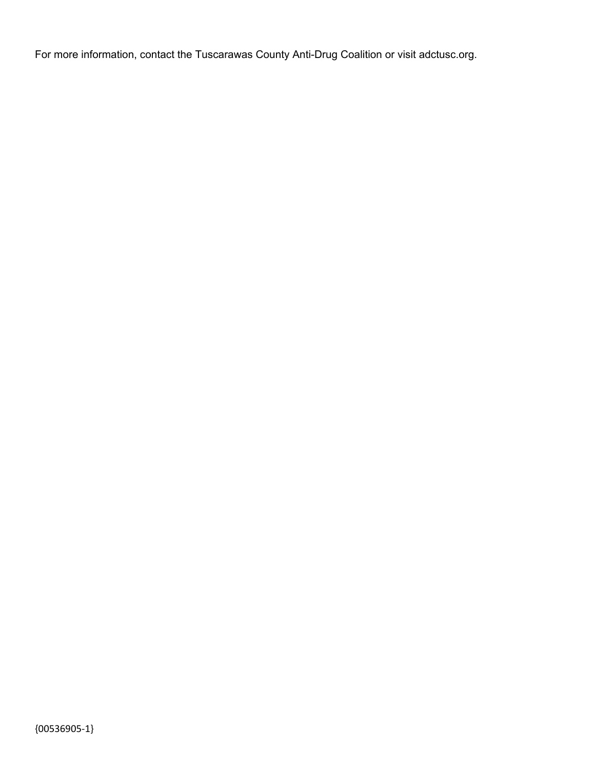For more information, contact the Tuscarawas County Anti-Drug Coalition or visit adctusc.org.

{00536905-1}